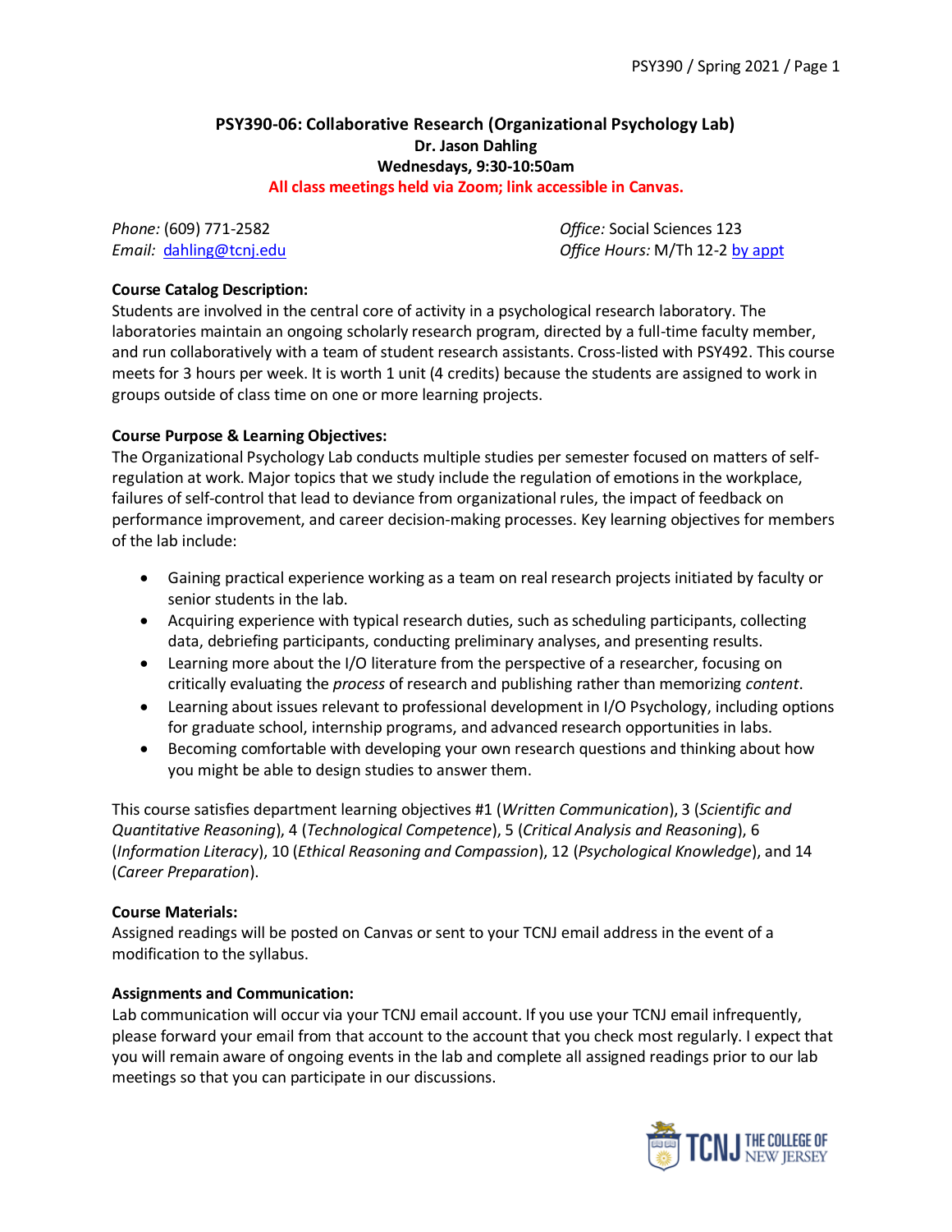# PSY390-06: Collaborative Research (Organizational Psychology Lab)

**Dr. Jason Dahling**

**Wednesdays, 9:30-10:50am**

**All class meetings held via Zoom; link accessible in Canvas.**

*Phone:* (609) 771-2582
*Email:* dahling@tcnj.edu

*Office:* Social Sciences 123
*Office Hours:* M/Th 12-2 by appt

**Course Catalog Description:**

Students are involved in the central core of activity in a psychological research laboratory. The laboratories maintain an ongoing scholarly research program, directed by a full-time faculty member, and run collaboratively with a team of student research assistants. Cross-listed with PSY492. This course meets for 3 hours per week. It is worth 1 unit (4 credits) because the students are assigned to work in groups outside of class time on one or more learning projects.

**Course Purpose & Learning Objectives:**

The Organizational Psychology Lab conducts multiple studies per semester focused on matters of self-regulation at work. Major topics that we study include the regulation of emotions in the workplace, failures of self-control that lead to deviance from organizational rules, the impact of feedback on performance improvement, and career decision-making processes. Key learning objectives for members of the lab include:

- Gaining practical experience working as a team on real research projects initiated by faculty or senior students in the lab.
- Acquiring experience with typical research duties, such as scheduling participants, collecting data, debriefing participants, conducting preliminary analyses, and presenting results.
- Learning more about the I/O literature from the perspective of a researcher, focusing on critically evaluating the *process* of research and publishing rather than memorizing *content*.
- Learning about issues relevant to professional development in I/O Psychology, including options for graduate school, internship programs, and advanced research opportunities in labs.
- Becoming comfortable with developing your own research questions and thinking about how you might be able to design studies to answer them.

This course satisfies department learning objectives #1 (*Written Communication*), 3 (*Scientific and Quantitative Reasoning*), 4 (*Technological Competence*), 5 (*Critical Analysis and Reasoning*), 6 (*Information Literacy*), 10 (*Ethical Reasoning and Compassion*), 12 (*Psychological Knowledge*), and 14 (*Career Preparation*).

**Course Materials:**

Assigned readings will be posted on Canvas or sent to your TCNJ email address in the event of a modification to the syllabus.

**Assignments and Communication:**

Lab communication will occur via your TCNJ email account. If you use your TCNJ email infrequently, please forward your email from that account to the account that you check most regularly. I expect that you will remain aware of ongoing events in the lab and complete all assigned readings prior to our lab meetings so that you can participate in our discussions.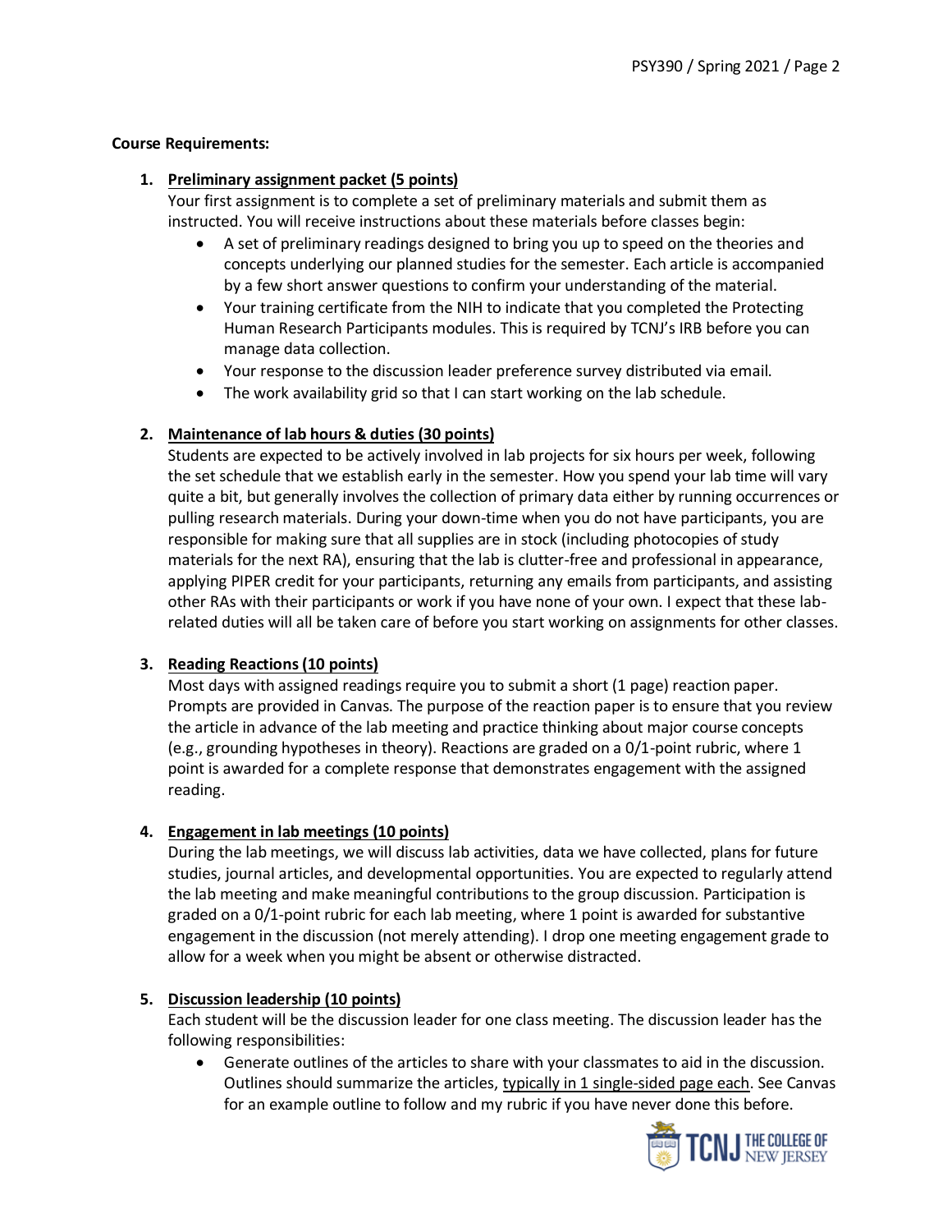**Course Requirements:**

1. **Preliminary assignment packet (5 points)**
   Your first assignment is to complete a set of preliminary materials and submit them as instructed. You will receive instructions about these materials before classes begin:
   - A set of preliminary readings designed to bring you up to speed on the theories and concepts underlying our planned studies for the semester. Each article is accompanied by a few short answer questions to confirm your understanding of the material.
   - Your training certificate from the NIH to indicate that you completed the Protecting Human Research Participants modules. This is required by TCNJ's IRB before you can manage data collection.
   - Your response to the discussion leader preference survey distributed via email.
   - The work availability grid so that I can start working on the lab schedule.

2. **Maintenance of lab hours & duties (30 points)**
   Students are expected to be actively involved in lab projects for six hours per week, following the set schedule that we establish early in the semester. How you spend your lab time will vary quite a bit, but generally involves the collection of primary data either by running occurrences or pulling research materials. During your down-time when you do not have participants, you are responsible for making sure that all supplies are in stock (including photocopies of study materials for the next RA), ensuring that the lab is clutter-free and professional in appearance, applying PIPER credit for your participants, returning any emails from participants, and assisting other RAs with their participants or work if you have none of your own. I expect that these lab-related duties will all be taken care of before you start working on assignments for other classes.

3. **Reading Reactions (10 points)**
   Most days with assigned readings require you to submit a short (1 page) reaction paper. Prompts are provided in Canvas. The purpose of the reaction paper is to ensure that you review the article in advance of the lab meeting and practice thinking about major course concepts (e.g., grounding hypotheses in theory). Reactions are graded on a 0/1-point rubric, where 1 point is awarded for a complete response that demonstrates engagement with the assigned reading.

4. **Engagement in lab meetings (10 points)**
   During the lab meetings, we will discuss lab activities, data we have collected, plans for future studies, journal articles, and developmental opportunities. You are expected to regularly attend the lab meeting and make meaningful contributions to the group discussion. Participation is graded on a 0/1-point rubric for each lab meeting, where 1 point is awarded for substantive engagement in the discussion (not merely attending). I drop one meeting engagement grade to allow for a week when you might be absent or otherwise distracted.

5. **Discussion leadership (10 points)**
   Each student will be the discussion leader for one class meeting. The discussion leader has the following responsibilities:
   - Generate outlines of the articles to share with your classmates to aid in the discussion. Outlines should summarize the articles, typically in 1 single-sided page each. See Canvas for an example outline to follow and my rubric if you have never done this before.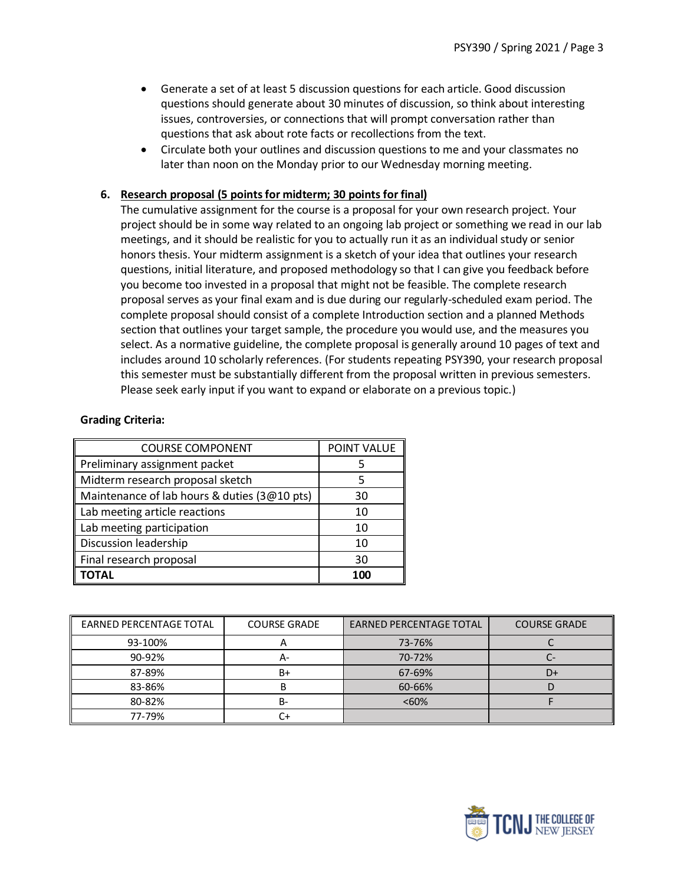- Generate a set of at least 5 discussion questions for each article. Good discussion questions should generate about 30 minutes of discussion, so think about interesting issues, controversies, or connections that will prompt conversation rather than questions that ask about rote facts or recollections from the text.
- Circulate both your outlines and discussion questions to me and your classmates no later than noon on the Monday prior to our Wednesday morning meeting.

6. **Research proposal (5 points for midterm; 30 points for final)**
   The cumulative assignment for the course is a proposal for your own research project. Your project should be in some way related to an ongoing lab project or something we read in our lab meetings, and it should be realistic for you to actually run it as an individual study or senior honors thesis. Your midterm assignment is a sketch of your idea that outlines your research questions, initial literature, and proposed methodology so that I can give you feedback before you become too invested in a proposal that might not be feasible. The complete research proposal serves as your final exam and is due during our regularly-scheduled exam period. The complete proposal should consist of a complete Introduction section and a planned Methods section that outlines your target sample, the procedure you would use, and the measures you select. As a normative guideline, the complete proposal is generally around 10 pages of text and includes around 10 scholarly references. (For students repeating PSY390, your research proposal this semester must be substantially different from the proposal written in previous semesters. Please seek early input if you want to expand or elaborate on a previous topic.)

**Grading Criteria:**

| COURSE COMPONENT | POINT VALUE |
|---|---|
| Preliminary assignment packet | 5 |
| Midterm research proposal sketch | 5 |
| Maintenance of lab hours & duties (3@10 pts) | 30 |
| Lab meeting article reactions | 10 |
| Lab meeting participation | 10 |
| Discussion leadership | 10 |
| Final research proposal | 30 |
| **TOTAL** | **100** |

| EARNED PERCENTAGE TOTAL | COURSE GRADE | EARNED PERCENTAGE TOTAL | COURSE GRADE |
|---|---|---|---|
| 93-100% | A | 73-76% | C |
| 90-92% | A- | 70-72% | C- |
| 87-89% | B+ | 67-69% | D+ |
| 83-86% | B | 60-66% | D |
| 80-82% | B- | <60% | F |
| 77-79% | C+ | | |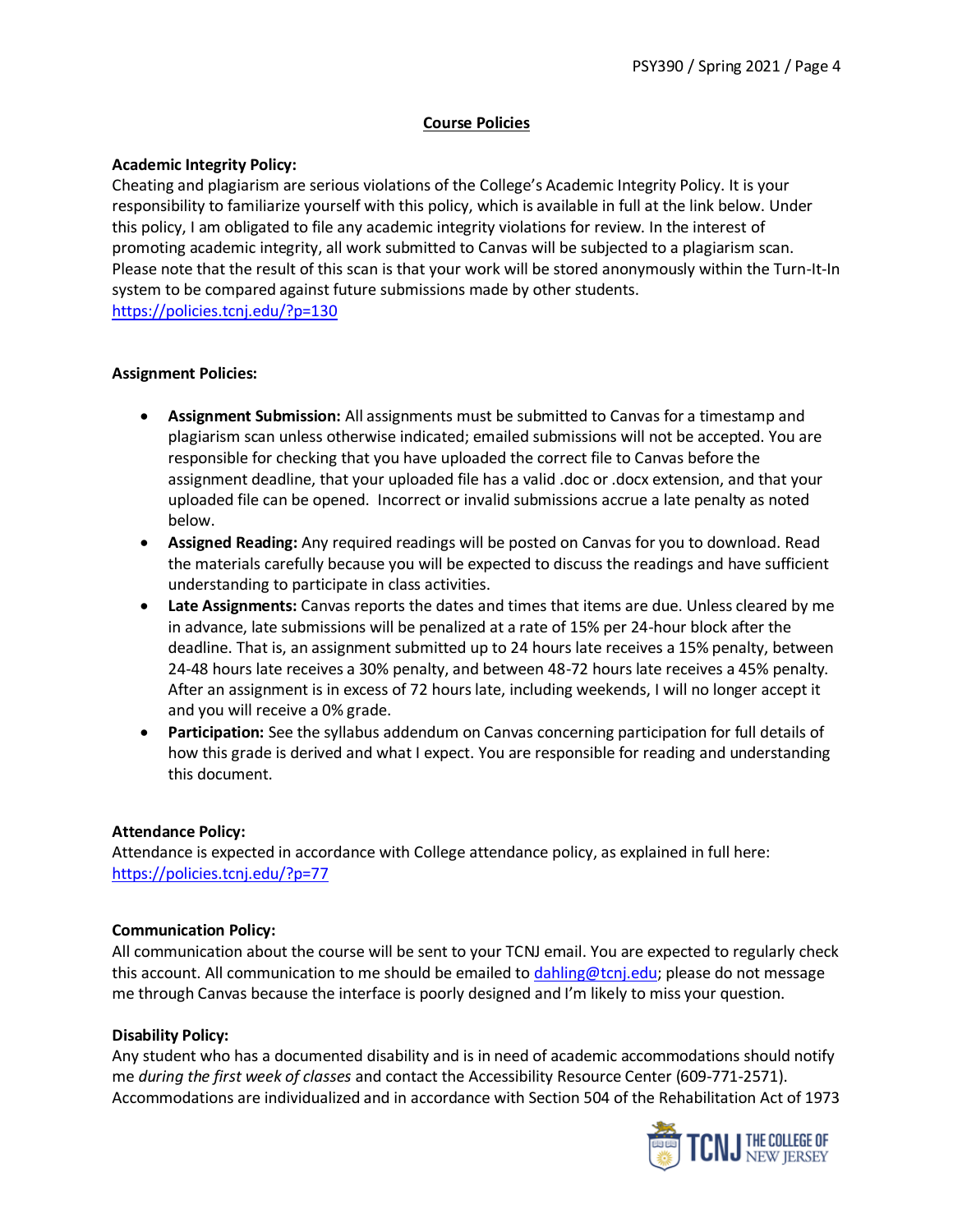## Course Policies

**Academic Integrity Policy:**
Cheating and plagiarism are serious violations of the College's Academic Integrity Policy. It is your responsibility to familiarize yourself with this policy, which is available in full at the link below. Under this policy, I am obligated to file any academic integrity violations for review. In the interest of promoting academic integrity, all work submitted to Canvas will be subjected to a plagiarism scan. Please note that the result of this scan is that your work will be stored anonymously within the Turn-It-In system to be compared against future submissions made by other students.
https://policies.tcnj.edu/?p=130

**Assignment Policies:**

- **Assignment Submission:** All assignments must be submitted to Canvas for a timestamp and plagiarism scan unless otherwise indicated; emailed submissions will not be accepted. You are responsible for checking that you have uploaded the correct file to Canvas before the assignment deadline, that your uploaded file has a valid .doc or .docx extension, and that your uploaded file can be opened. Incorrect or invalid submissions accrue a late penalty as noted below.
- **Assigned Reading:** Any required readings will be posted on Canvas for you to download. Read the materials carefully because you will be expected to discuss the readings and have sufficient understanding to participate in class activities.
- **Late Assignments:** Canvas reports the dates and times that items are due. Unless cleared by me in advance, late submissions will be penalized at a rate of 15% per 24-hour block after the deadline. That is, an assignment submitted up to 24 hours late receives a 15% penalty, between 24-48 hours late receives a 30% penalty, and between 48-72 hours late receives a 45% penalty. After an assignment is in excess of 72 hours late, including weekends, I will no longer accept it and you will receive a 0% grade.
- **Participation:** See the syllabus addendum on Canvas concerning participation for full details of how this grade is derived and what I expect. You are responsible for reading and understanding this document.

**Attendance Policy:**
Attendance is expected in accordance with College attendance policy, as explained in full here: https://policies.tcnj.edu/?p=77

**Communication Policy:**
All communication about the course will be sent to your TCNJ email. You are expected to regularly check this account. All communication to me should be emailed to dahling@tcnj.edu; please do not message me through Canvas because the interface is poorly designed and I'm likely to miss your question.

**Disability Policy:**
Any student who has a documented disability and is in need of academic accommodations should notify me *during the first week of classes* and contact the Accessibility Resource Center (609-771-2571). Accommodations are individualized and in accordance with Section 504 of the Rehabilitation Act of 1973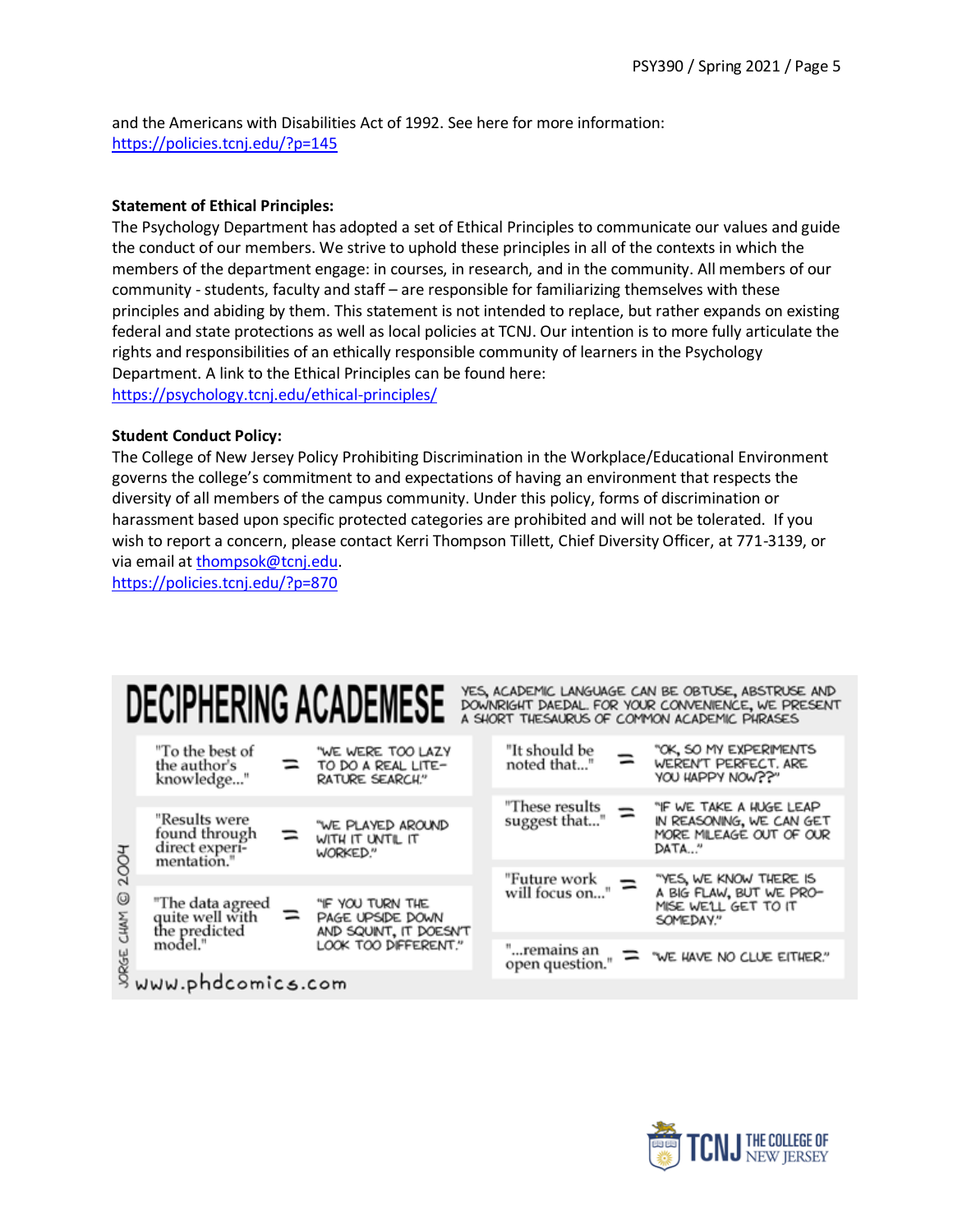and the Americans with Disabilities Act of 1992. See here for more information: https://policies.tcnj.edu/?p=145

**Statement of Ethical Principles:**

The Psychology Department has adopted a set of Ethical Principles to communicate our values and guide the conduct of our members. We strive to uphold these principles in all of the contexts in which the members of the department engage: in courses, in research, and in the community. All members of our community - students, faculty and staff – are responsible for familiarizing themselves with these principles and abiding by them. This statement is not intended to replace, but rather expands on existing federal and state protections as well as local policies at TCNJ. Our intention is to more fully articulate the rights and responsibilities of an ethically responsible community of learners in the Psychology Department. A link to the Ethical Principles can be found here: https://psychology.tcnj.edu/ethical-principles/

**Student Conduct Policy:**

The College of New Jersey Policy Prohibiting Discrimination in the Workplace/Educational Environment governs the college's commitment to and expectations of having an environment that respects the diversity of all members of the campus community. Under this policy, forms of discrimination or harassment based upon specific protected categories are prohibited and will not be tolerated. If you wish to report a concern, please contact Kerri Thompson Tillett, Chief Diversity Officer, at 771-3139, or via email at thompsok@tcnj.edu.
https://policies.tcnj.edu/?p=870

**DECIPHERING ACADEMESE**

YES, ACADEMIC LANGUAGE CAN BE OBTUSE, ABSTRUSE AND DOWNRIGHT DAEDAL. FOR YOUR CONVENIENCE, WE PRESENT A SHORT THESAURUS OF COMMON ACADEMIC PHRASES

| Phrase | | Meaning |
|---|---|---|
| "To the best of the author's knowledge..." | = | "WE WERE TOO LAZY TO DO A REAL LITERATURE SEARCH." |
| "Results were found through direct experimentation." | = | "WE PLAYED AROUND WITH IT UNTIL IT WORKED." |
| "The data agreed quite well with the predicted model." | = | "IF YOU TURN THE PAGE UPSIDE DOWN AND SQUINT, IT DOESN'T LOOK TOO DIFFERENT." |
| "It should be noted that..." | = | "OK, SO MY EXPERIMENTS WEREN'T PERFECT. ARE YOU HAPPY NOW??" |
| "These results suggest that..." | = | "IF WE TAKE A HUGE LEAP IN REASONING, WE CAN GET MORE MILEAGE OUT OF OUR DATA..." |
| "Future work will focus on..." | = | "YES, WE KNOW THERE IS A BIG FLAW, BUT WE PROMISE WE'LL GET TO IT SOMEDAY." |
| "...remains an open question." | = | "WE HAVE NO CLUE EITHER." |

JORGE CHAM © 2004

www.phdcomics.com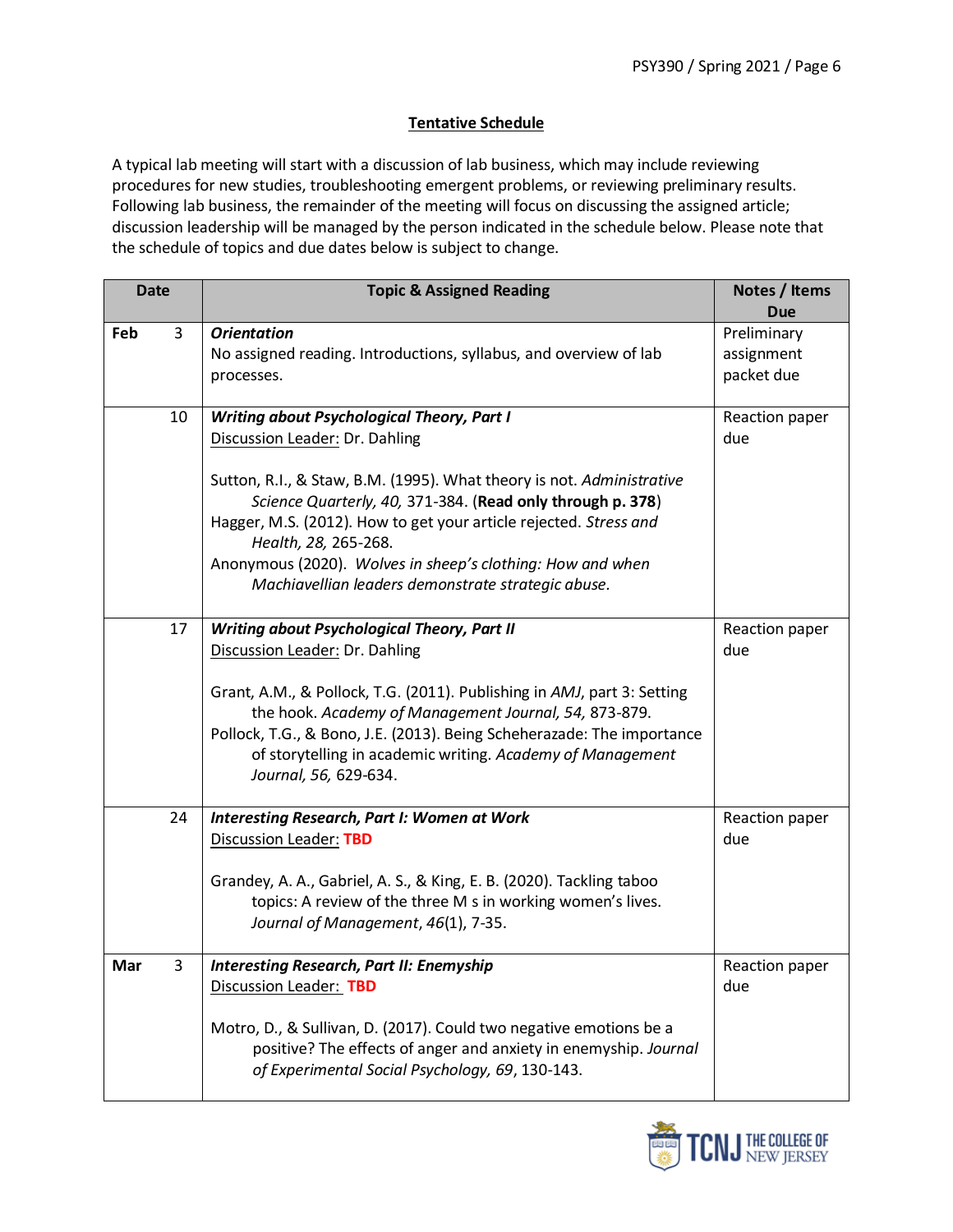## Tentative Schedule

A typical lab meeting will start with a discussion of lab business, which may include reviewing procedures for new studies, troubleshooting emergent problems, or reviewing preliminary results. Following lab business, the remainder of the meeting will focus on discussing the assigned article; discussion leadership will be managed by the person indicated in the schedule below. Please note that the schedule of topics and due dates below is subject to change.

| Date | | Topic & Assigned Reading | Notes / Items Due |
|---|---|---|---|
| Feb | 3 | ***Orientation***<br>No assigned reading. Introductions, syllabus, and overview of lab processes. | Preliminary assignment packet due |
| | 10 | ***Writing about Psychological Theory, Part I***<br>Discussion Leader: Dr. Dahling<br><br>Sutton, R.I., & Staw, B.M. (1995). What theory is not. *Administrative Science Quarterly, 40,* 371-384. (**Read only through p. 378**)<br>Hagger, M.S. (2012). How to get your article rejected. *Stress and Health, 28,* 265-268.<br>Anonymous (2020). *Wolves in sheep's clothing: How and when Machiavellian leaders demonstrate strategic abuse.* | Reaction paper due |
| | 17 | ***Writing about Psychological Theory, Part II***<br>Discussion Leader: Dr. Dahling<br><br>Grant, A.M., & Pollock, T.G. (2011). Publishing in *AMJ*, part 3: Setting the hook. *Academy of Management Journal, 54,* 873-879.<br>Pollock, T.G., & Bono, J.E. (2013). Being Scheherazade: The importance of storytelling in academic writing. *Academy of Management Journal, 56,* 629-634. | Reaction paper due |
| | 24 | ***Interesting Research, Part I: Women at Work***<br>Discussion Leader: **TBD**<br><br>Grandey, A. A., Gabriel, A. S., & King, E. B. (2020). Tackling taboo topics: A review of the three M s in working women's lives. *Journal of Management*, *46*(1), 7-35. | Reaction paper due |
| Mar | 3 | ***Interesting Research, Part II: Enemyship***<br>Discussion Leader: **TBD**<br><br>Motro, D., & Sullivan, D. (2017). Could two negative emotions be a positive? The effects of anger and anxiety in enemyship. *Journal of Experimental Social Psychology, 69*, 130-143. | Reaction paper due |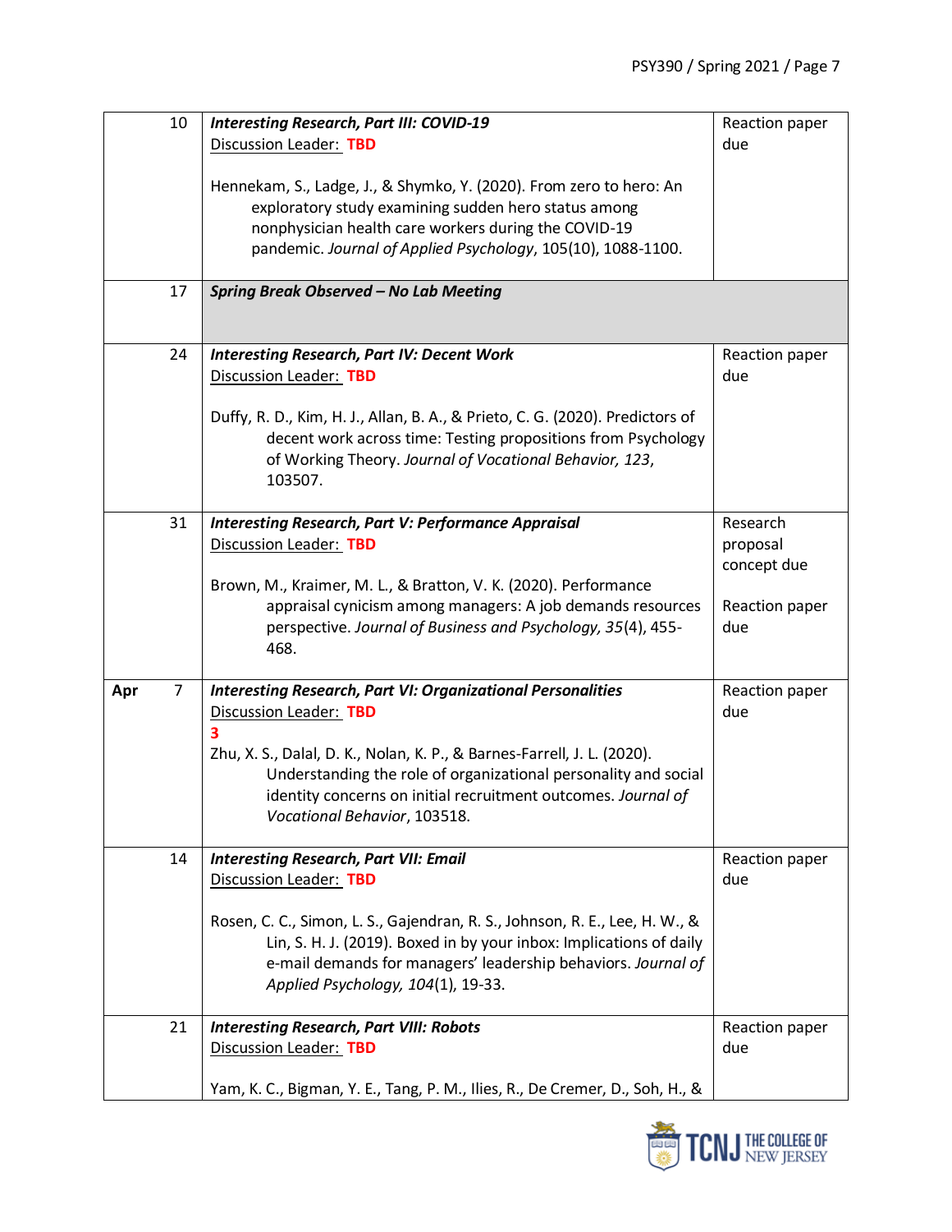| | | | |
|---|---|---|---|
| | 10 | ***Interesting Research, Part III: COVID-19***<br>Discussion Leader: **TBD**<br><br>Hennekam, S., Ladge, J., & Shymko, Y. (2020). From zero to hero: An exploratory study examining sudden hero status among nonphysician health care workers during the COVID-19 pandemic. *Journal of Applied Psychology*, 105(10), 1088-1100. | Reaction paper due |
| | 17 | ***Spring Break Observed – No Lab Meeting*** | |
| | 24 | ***Interesting Research, Part IV: Decent Work***<br>Discussion Leader: **TBD**<br><br>Duffy, R. D., Kim, H. J., Allan, B. A., & Prieto, C. G. (2020). Predictors of decent work across time: Testing propositions from Psychology of Working Theory. *Journal of Vocational Behavior, 123*, 103507. | Reaction paper due |
| | 31 | ***Interesting Research, Part V: Performance Appraisal***<br>Discussion Leader: **TBD**<br><br>Brown, M., Kraimer, M. L., & Bratton, V. K. (2020). Performance appraisal cynicism among managers: A job demands resources perspective. *Journal of Business and Psychology, 35*(4), 455-468. | Research proposal concept due<br><br>Reaction paper due |
| **Apr** | 7 | ***Interesting Research, Part VI: Organizational Personalities***<br>Discussion Leader: **TBD**<br>**3**<br>Zhu, X. S., Dalal, D. K., Nolan, K. P., & Barnes-Farrell, J. L. (2020). Understanding the role of organizational personality and social identity concerns on initial recruitment outcomes. *Journal of Vocational Behavior*, 103518. | Reaction paper due |
| | 14 | ***Interesting Research, Part VII: Email***<br>Discussion Leader: **TBD**<br><br>Rosen, C. C., Simon, L. S., Gajendran, R. S., Johnson, R. E., Lee, H. W., & Lin, S. H. J. (2019). Boxed in by your inbox: Implications of daily e-mail demands for managers' leadership behaviors. *Journal of Applied Psychology, 104*(1), 19-33. | Reaction paper due |
| | 21 | ***Interesting Research, Part VIII: Robots***<br>Discussion Leader: **TBD**<br><br>Yam, K. C., Bigman, Y. E., Tang, P. M., Ilies, R., De Cremer, D., Soh, H., & | Reaction paper due |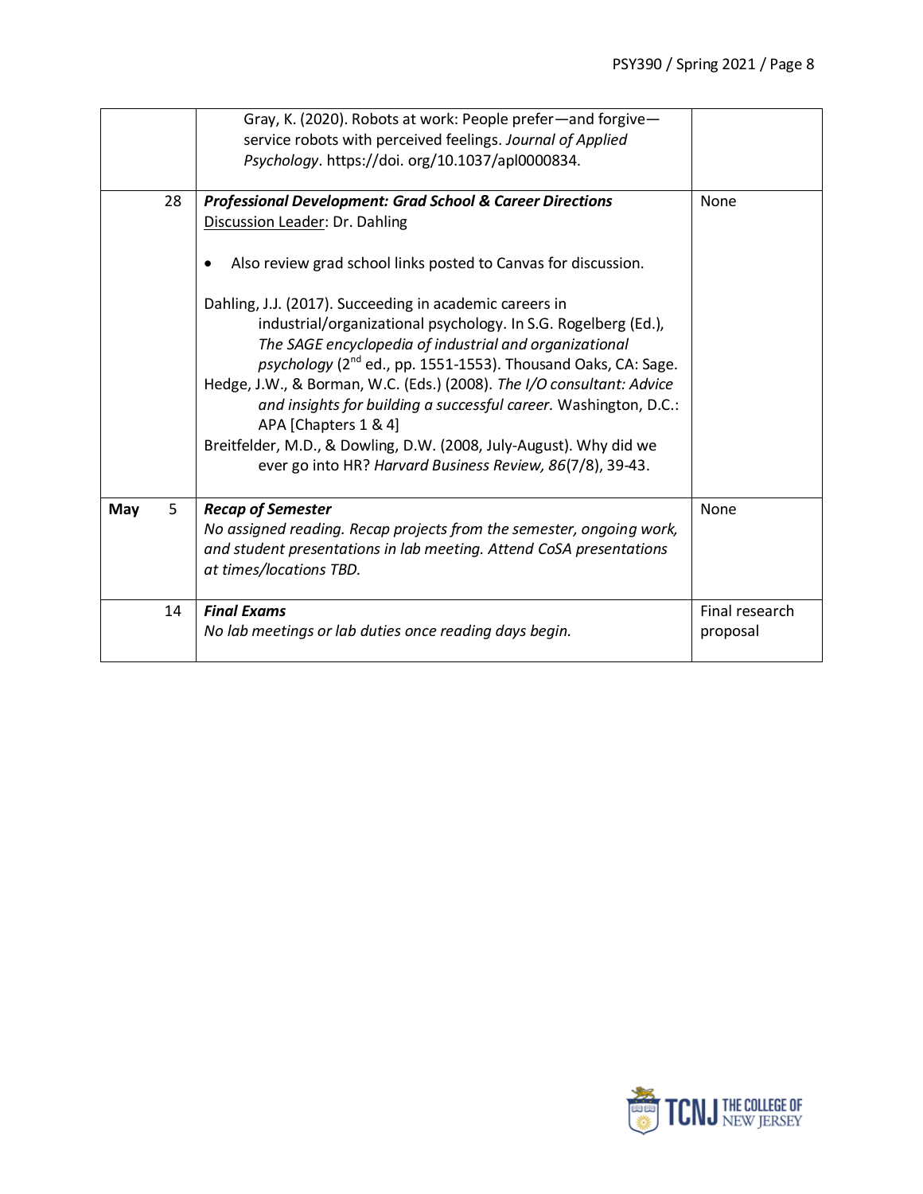| | | | |
|---|---|---|---|
| | | Gray, K. (2020). Robots at work: People prefer—and forgive—service robots with perceived feelings. *Journal of Applied Psychology*. https://doi. org/10.1037/apl0000834. | |
| | 28 | ***Professional Development: Grad School & Career Directions*** <br>Discussion Leader: Dr. Dahling <br><br>• Also review grad school links posted to Canvas for discussion. <br><br>Dahling, J.J. (2017). Succeeding in academic careers in industrial/organizational psychology. In S.G. Rogelberg (Ed.), *The SAGE encyclopedia of industrial and organizational psychology* (2nd ed., pp. 1551-1553). Thousand Oaks, CA: Sage. <br>Hedge, J.W., & Borman, W.C. (Eds.) (2008). *The I/O consultant: Advice and insights for building a successful career.* Washington, D.C.: APA [Chapters 1 & 4] <br>Breitfelder, M.D., & Dowling, D.W. (2008, July-August). Why did we ever go into HR? *Harvard Business Review, 86*(7/8), 39-43. | None |
| **May** | 5 | ***Recap of Semester*** <br>*No assigned reading. Recap projects from the semester, ongoing work, and student presentations in lab meeting. Attend CoSA presentations at times/locations TBD.* | None |
| | 14 | ***Final Exams*** <br>*No lab meetings or lab duties once reading days begin.* | Final research proposal |